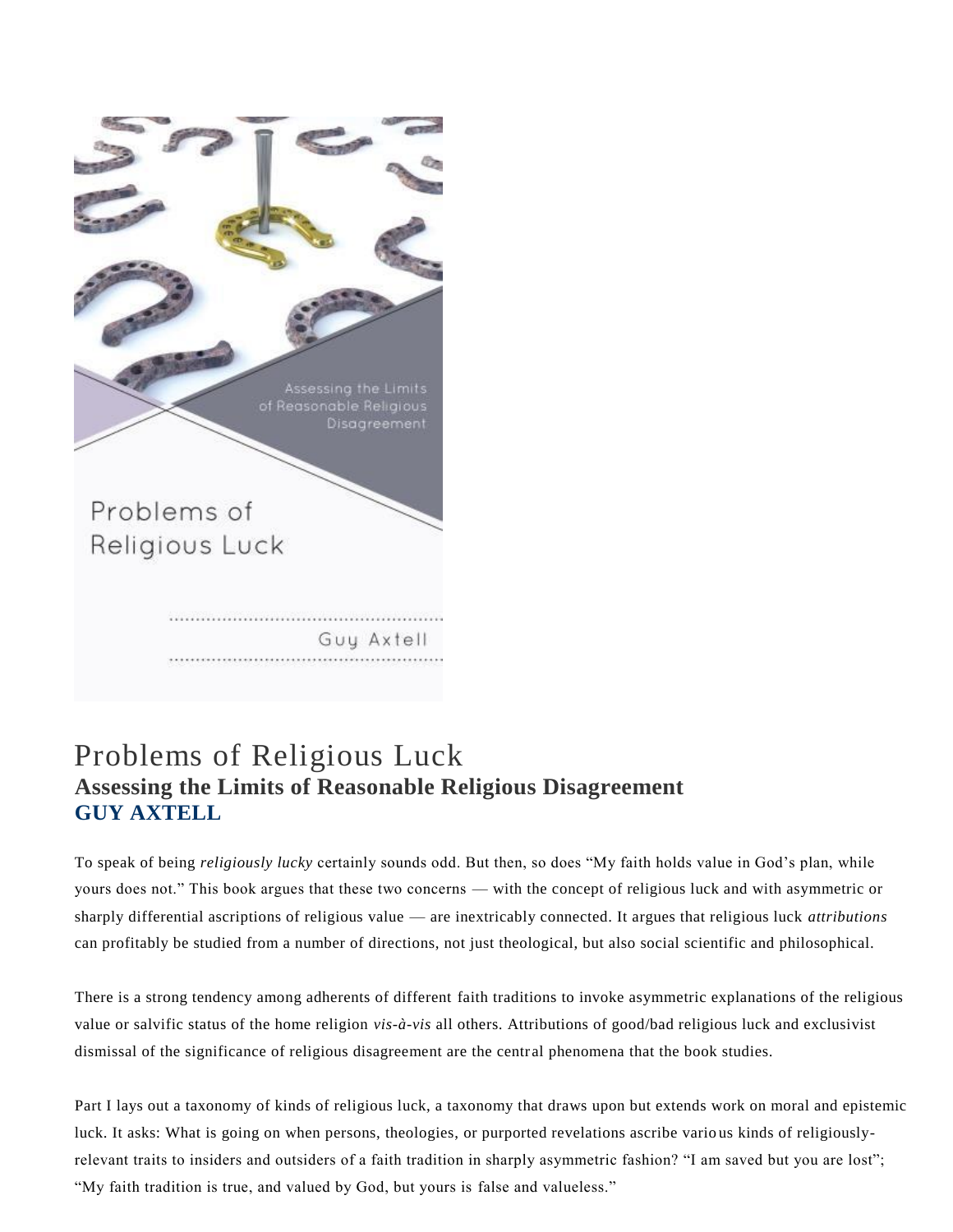# Problems of Religious Luck

## Assessing the Limits of Reasonable Religious Disagreement

**GUY AXTELL**

To speak of being *religiously lucky* certainly sounds odd. But then, so does "My faith holds value in God's plan, while yours does not." This book argues that these two concerns — with the concept of religious luck and with asymmetric or sharply differential ascriptions of religious value — are inextricably connected. It argues that religious luck *attributions* can profitably be studied from a number of directions, not just theological, but also social scientific and philosophical.

There is a strong tendency among adherents of different faith traditions to invoke asymmetric explanations of the religious value or salvific status of the home religion *vis-à-vis* all others. Attributions of good/bad religious luck and exclusivist dismissal of the significance of religious disagreement are the central phenomena that the book studies.

Part I lays out a taxonomy of kinds of religious luck, a taxonomy that draws upon but extends work on moral and epistemic luck. It asks: What is going on when persons, theologies, or purported revelations ascribe various kinds of religiously-relevant traits to insiders and outsiders of a faith tradition in sharply asymmetric fashion? "I am saved but you are lost"; "My faith tradition is true, and valued by God, but yours is false and valueless."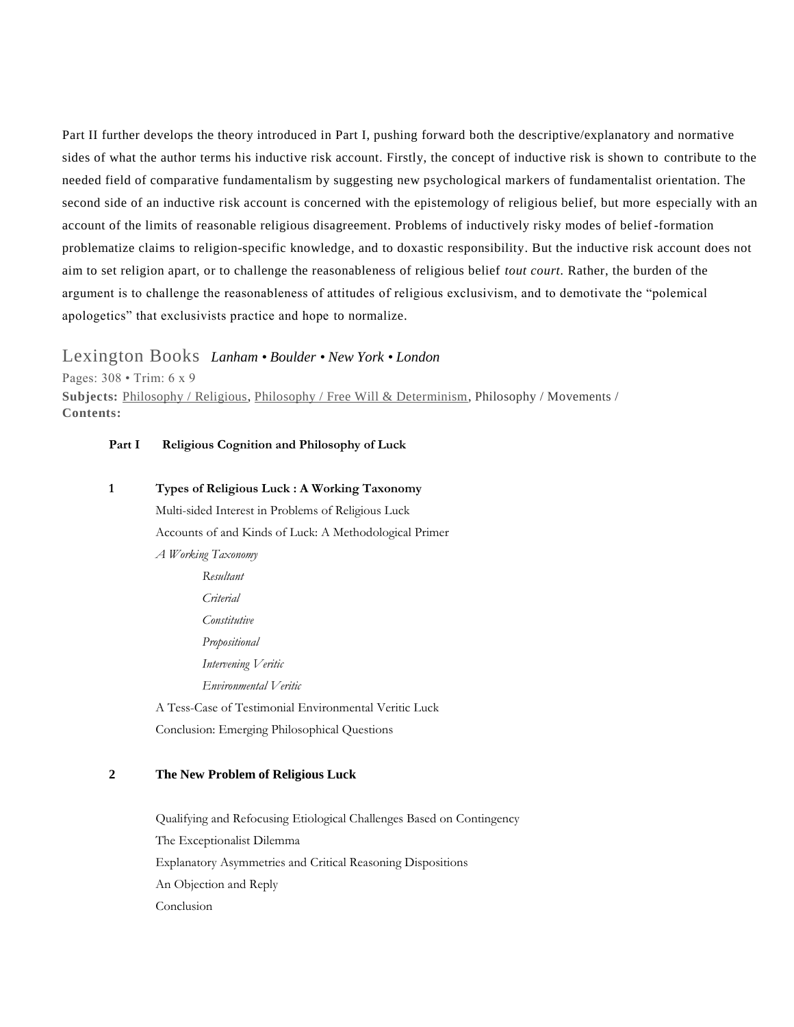Part II further develops the theory introduced in Part I, pushing forward both the descriptive/explanatory and normative sides of what the author terms his inductive risk account. Firstly, the concept of inductive risk is shown to contribute to the needed field of comparative fundamentalism by suggesting new psychological markers of fundamentalist orientation. The second side of an inductive risk account is concerned with the epistemology of religious belief, but more especially with an account of the limits of reasonable religious disagreement. Problems of inductively risky modes of belief-formation problematize claims to religion-specific knowledge, and to doxastic responsibility. But the inductive risk account does not aim to set religion apart, or to challenge the reasonableness of religious belief *tout court*. Rather, the burden of the argument is to challenge the reasonableness of attitudes of religious exclusivism, and to demotivate the "polemical apologetics" that exclusivists practice and hope to normalize.

Lexington Books *Lanham • Boulder • New York • London*

Pages: 308 • Trim: 6 x 9

**Subjects:** Philosophy / Religious, Philosophy / Free Will & Determinism, Philosophy / Movements /

**Contents:**

**Part I Religious Cognition and Philosophy of Luck**

**1 Types of Religious Luck : A Working Taxonomy**

Multi-sided Interest in Problems of Religious Luck

Accounts of and Kinds of Luck: A Methodological Primer

*A Working Taxonomy*

- *Resultant*
- *Criterial*
- *Constitutive*
- *Propositional*
- *Intervening Veritic*
- *Environmental Veritic*

A Tess-Case of Testimonial Environmental Veritic Luck

Conclusion: Emerging Philosophical Questions

**2 The New Problem of Religious Luck**

Qualifying and Refocusing Etiological Challenges Based on Contingency

The Exceptionalist Dilemma

Explanatory Asymmetries and Critical Reasoning Dispositions

An Objection and Reply

Conclusion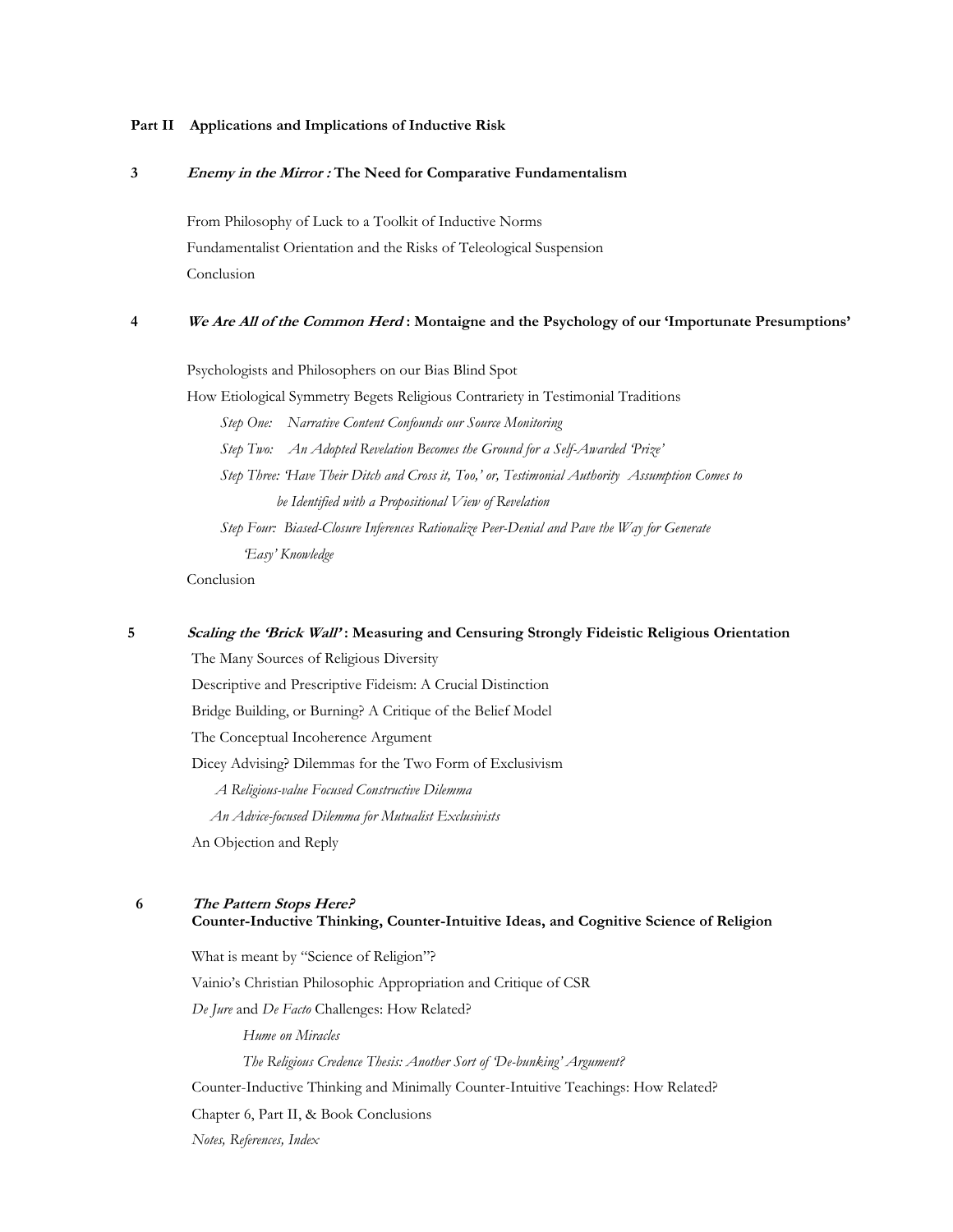**Part II Applications and Implications of Inductive Risk**

**3** ***Enemy in the Mirror :*** **The Need for Comparative Fundamentalism**

From Philosophy of Luck to a Toolkit of Inductive Norms

Fundamentalist Orientation and the Risks of Teleological Suspension

Conclusion

**4** ***We Are All of the Common Herd*** **: Montaigne and the Psychology of our 'Importunate Presumptions'**

Psychologists and Philosophers on our Bias Blind Spot

How Etiological Symmetry Begets Religious Contrariety in Testimonial Traditions

*Step One: Narrative Content Confounds our Source Monitoring*

*Step Two: An Adopted Revelation Becomes the Ground for a Self-Awarded 'Prize'*

*Step Three: 'Have Their Ditch and Cross it, Too,' or, Testimonial Authority Assumption Comes to be Identified with a Propositional View of Revelation*

*Step Four: Biased-Closure Inferences Rationalize Peer-Denial and Pave the Way for Generate 'Easy' Knowledge*

Conclusion

**5** ***Scaling the 'Brick Wall'*** **: Measuring and Censuring Strongly Fideistic Religious Orientation**

The Many Sources of Religious Diversity

Descriptive and Prescriptive Fideism: A Crucial Distinction

Bridge Building, or Burning? A Critique of the Belief Model

The Conceptual Incoherence Argument

Dicey Advising? Dilemmas for the Two Form of Exclusivism

*A Religious-value Focused Constructive Dilemma*

*An Advice-focused Dilemma for Mutualist Exclusivists*

An Objection and Reply

**6** ***The Pattern Stops Here?***
**Counter-Inductive Thinking, Counter-Intuitive Ideas, and Cognitive Science of Religion**

What is meant by "Science of Religion"?

Vainio's Christian Philosophic Appropriation and Critique of CSR

*De Jure* and *De Facto* Challenges: How Related?

*Hume on Miracles*

*The Religious Credence Thesis: Another Sort of 'De-bunking' Argument?*

Counter-Inductive Thinking and Minimally Counter-Intuitive Teachings: How Related?

Chapter 6, Part II, & Book Conclusions

*Notes, References, Index*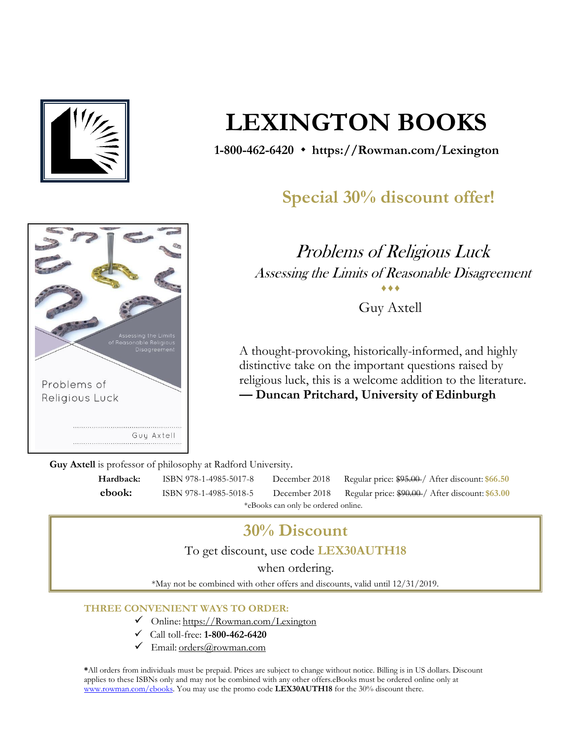# LEXINGTON BOOKS

**1-800-462-6420 • https://Rowman.com/Lexington**

## Special 30% discount offer!

## *Problems of Religious Luck*

### *Assessing the Limits of Reasonable Disagreement*

♦♦♦

Guy Axtell

A thought-provoking, historically-informed, and highly distinctive take on the important questions raised by religious luck, this is a welcome addition to the literature.
**— Duncan Pritchard, University of Edinburgh**

**Guy Axtell** is professor of philosophy at Radford University.

| | | | |
|---|---|---|---|
| **Hardback:** | ISBN 978-1-4985-5017-8 | December 2018 | Regular price: ~~$95.00~~ / After discount: **$66.50** |
| **ebook:** | ISBN 978-1-4985-5018-5 | December 2018 | Regular price: ~~$90.00~~ / After discount: **$63.00** |

*eBooks can only be ordered online.

## 30% Discount

To get discount, use code **LEX30AUTH18**

when ordering.

*May not be combined with other offers and discounts, valid until 12/31/2019.

**THREE CONVENIENT WAYS TO ORDER:**

- ✓ Online: https://Rowman.com/Lexington
- ✓ Call toll-free: **1-800-462-6420**
- ✓ Email: orders@rowman.com

**\***All orders from individuals must be prepaid. Prices are subject to change without notice. Billing is in US dollars. Discount applies to these ISBNs only and may not be combined with any other offers.eBooks must be ordered online only at www.rowman.com/ebooks. You may use the promo code **LEX30AUTH18** for the 30% discount there.